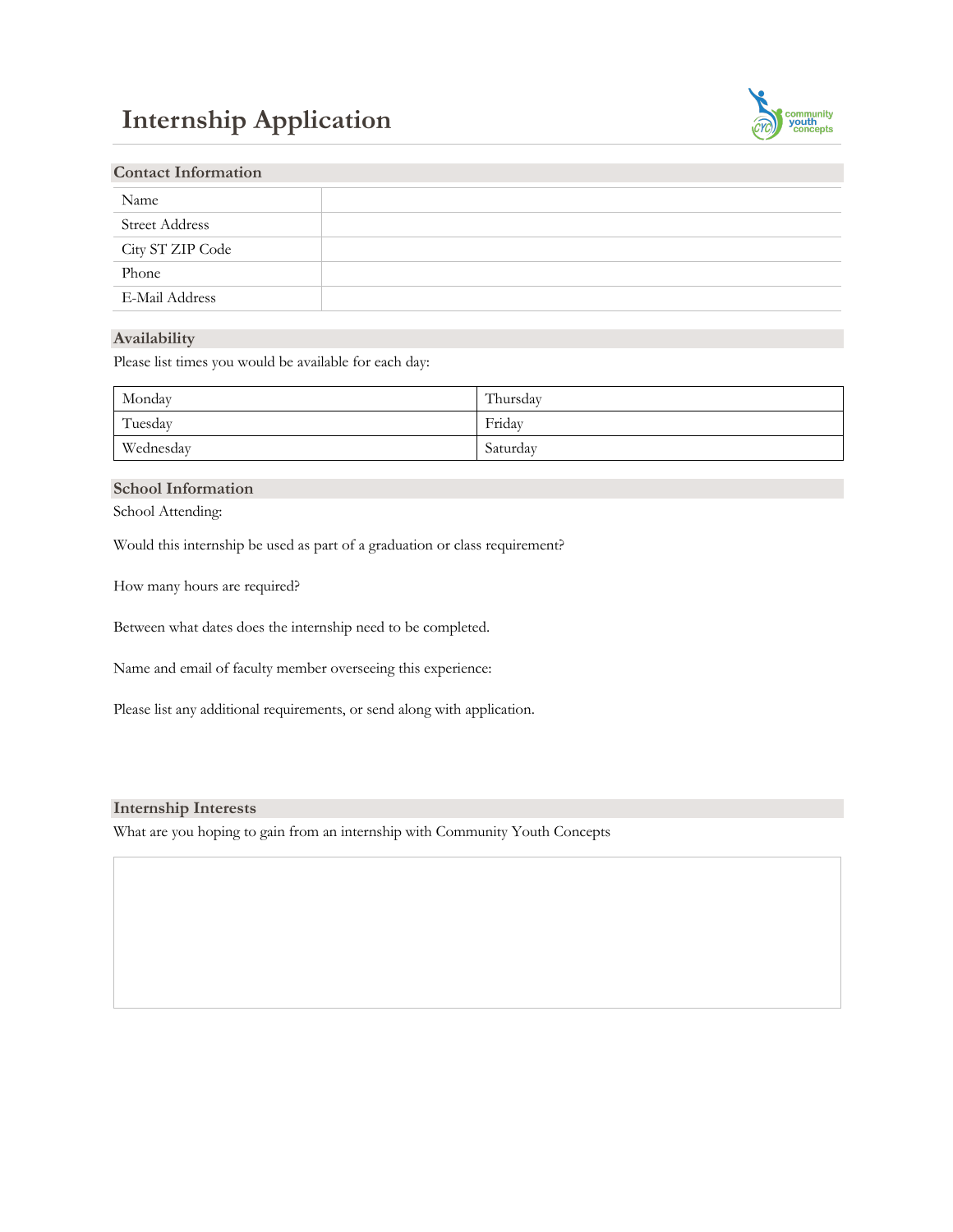# Internship Application

## Contact Information

| Name | |
|---|---|
| Street Address | |
| City ST ZIP Code | |
| Phone | |
| E-Mail Address | |

## Availability

Please list times you would be available for each day:

| Monday | Thursday |
|---|---|
| Tuesday | Friday |
| Wednesday | Saturday |

## School Information

School Attending:

Would this internship be used as part of a graduation or class requirement?

How many hours are required?

Between what dates does the internship need to be completed.

Name and email of faculty member overseeing this experience:

Please list any additional requirements, or send along with application.

## Internship Interests

What are you hoping to gain from an internship with Community Youth Concepts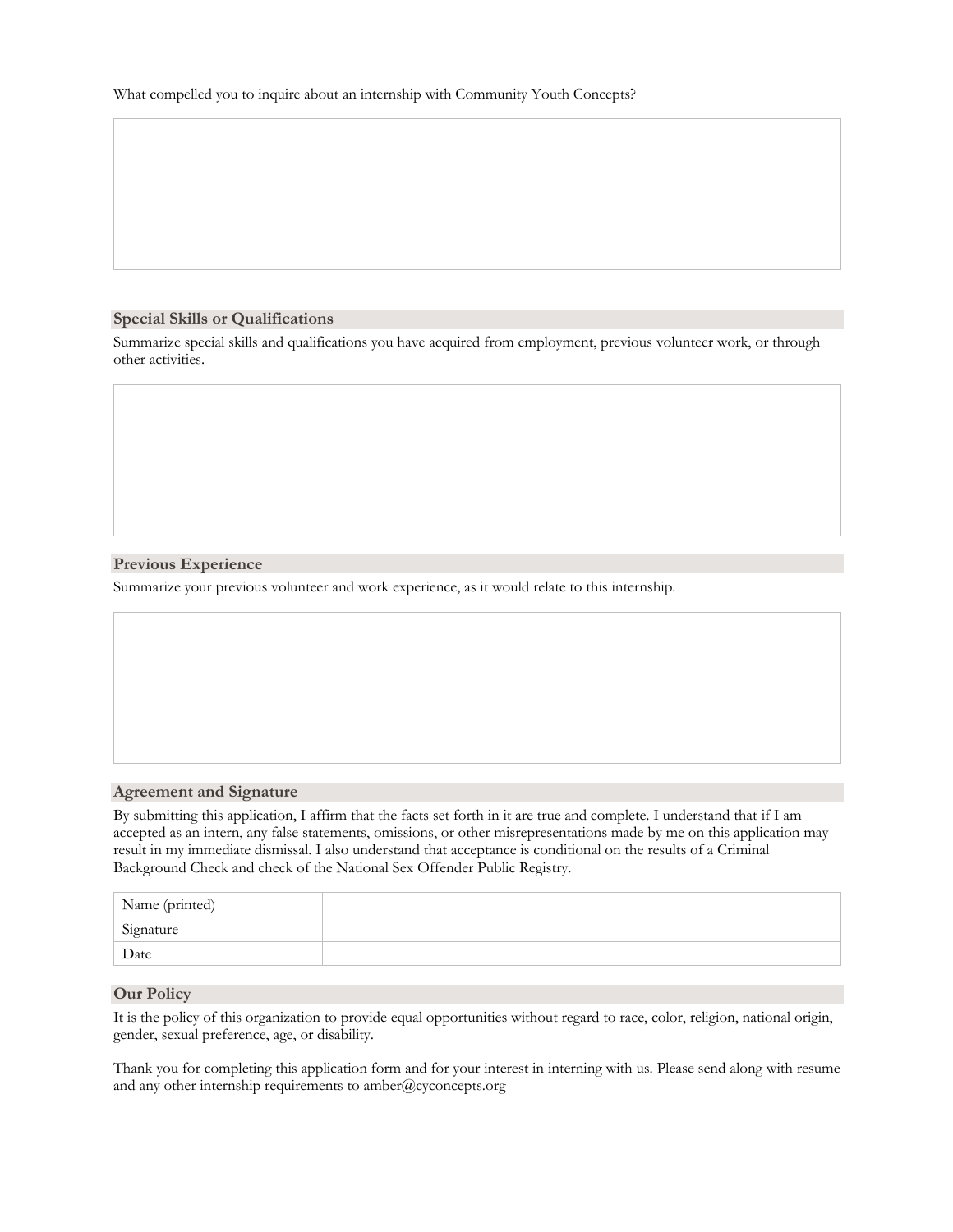What compelled you to inquire about an internship with Community Youth Concepts?

## Special Skills or Qualifications

Summarize special skills and qualifications you have acquired from employment, previous volunteer work, or through other activities.

## Previous Experience

Summarize your previous volunteer and work experience, as it would relate to this internship.

## Agreement and Signature

By submitting this application, I affirm that the facts set forth in it are true and complete. I understand that if I am accepted as an intern, any false statements, omissions, or other misrepresentations made by me on this application may result in my immediate dismissal. I also understand that acceptance is conditional on the results of a Criminal Background Check and check of the National Sex Offender Public Registry.

| | |
|---|---|
| Name (printed) | |
| Signature | |
| Date | |

## Our Policy

It is the policy of this organization to provide equal opportunities without regard to race, color, religion, national origin, gender, sexual preference, age, or disability.

Thank you for completing this application form and for your interest in interning with us. Please send along with resume and any other internship requirements to amber@cyconcepts.org